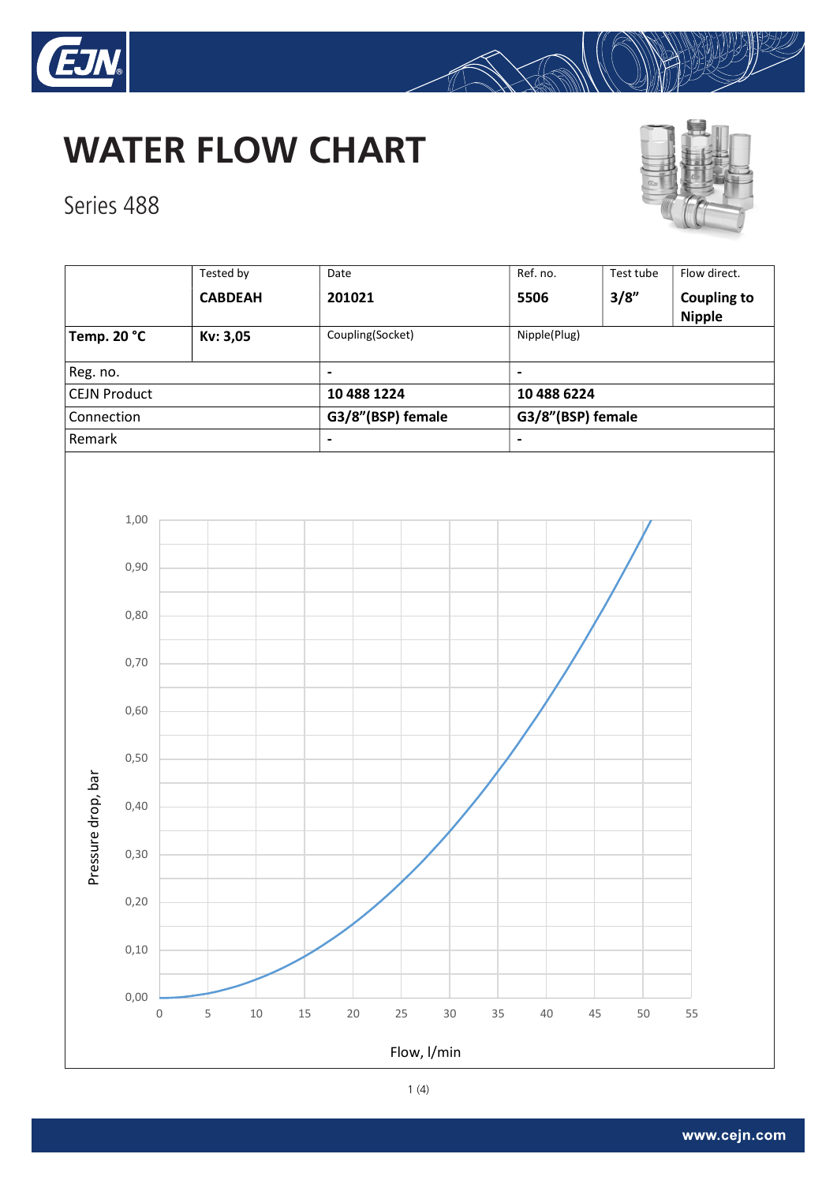# WATER FLOW CHART

Series 488

| | Tested by | Date | Ref. no. | Test tube | Flow direct. |
|---|---|---|---|---|---|
| | **CABDEAH** | **201021** | **5506** | **3/8"** | **Coupling to Nipple** |
| **Temp. 20 °C** | **Kv: 3,05** | Coupling(Socket) | Nipple(Plug) | | |
| Reg. no. | | **-** | **-** | | |
| CEJN Product | | **10 488 1224** | **10 488 6224** | | |
| Connection | | **G3/8"(BSP) female** | **G3/8"(BSP) female** | | |
| Remark | | **-** | **-** | | |

Pressure drop, bar

1,00
0,90
0,80
0,70
0,60
0,50
0,40
0,30
0,20
0,10
0,00

0 5 10 15 20 25 30 35 40 45 50 55

Flow, l/min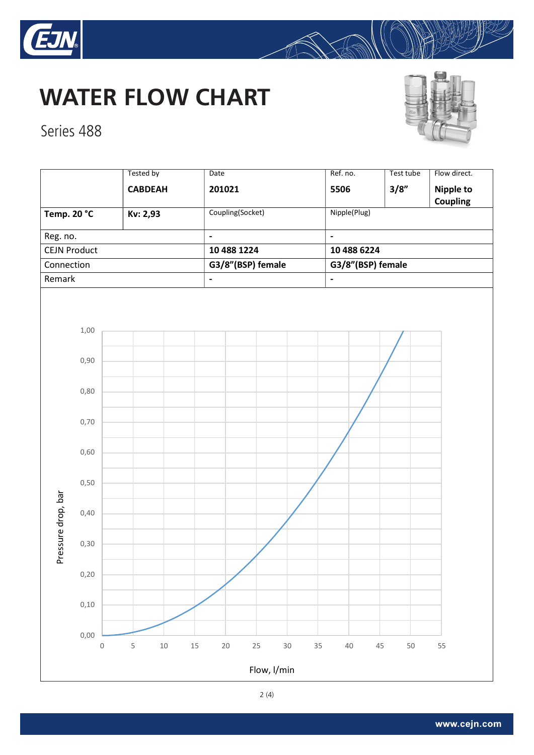# WATER FLOW CHART

Series 488

| | Tested by | Date | Ref. no. | Test tube | Flow direct. |
|---|---|---|---|---|---|
| | **CABDEAH** | **201021** | **5506** | **3/8"** | **Nipple to Coupling** |
| **Temp. 20 °C** | **Kv: 2,93** | Coupling(Socket) | Nipple(Plug) | | |
| Reg. no. | | **-** | **-** | | |
| CEJN Product | | **10 488 1224** | **10 488 6224** | | |
| Connection | | **G3/8"(BSP) female** | **G3/8"(BSP) female** | | |
| Remark | | **-** | **-** | | |

Pressure drop, bar

1,00
0,90
0,80
0,70
0,60
0,50
0,40
0,30
0,20
0,10
0,00

0 5 10 15 20 25 30 35 40 45 50 55

Flow, l/min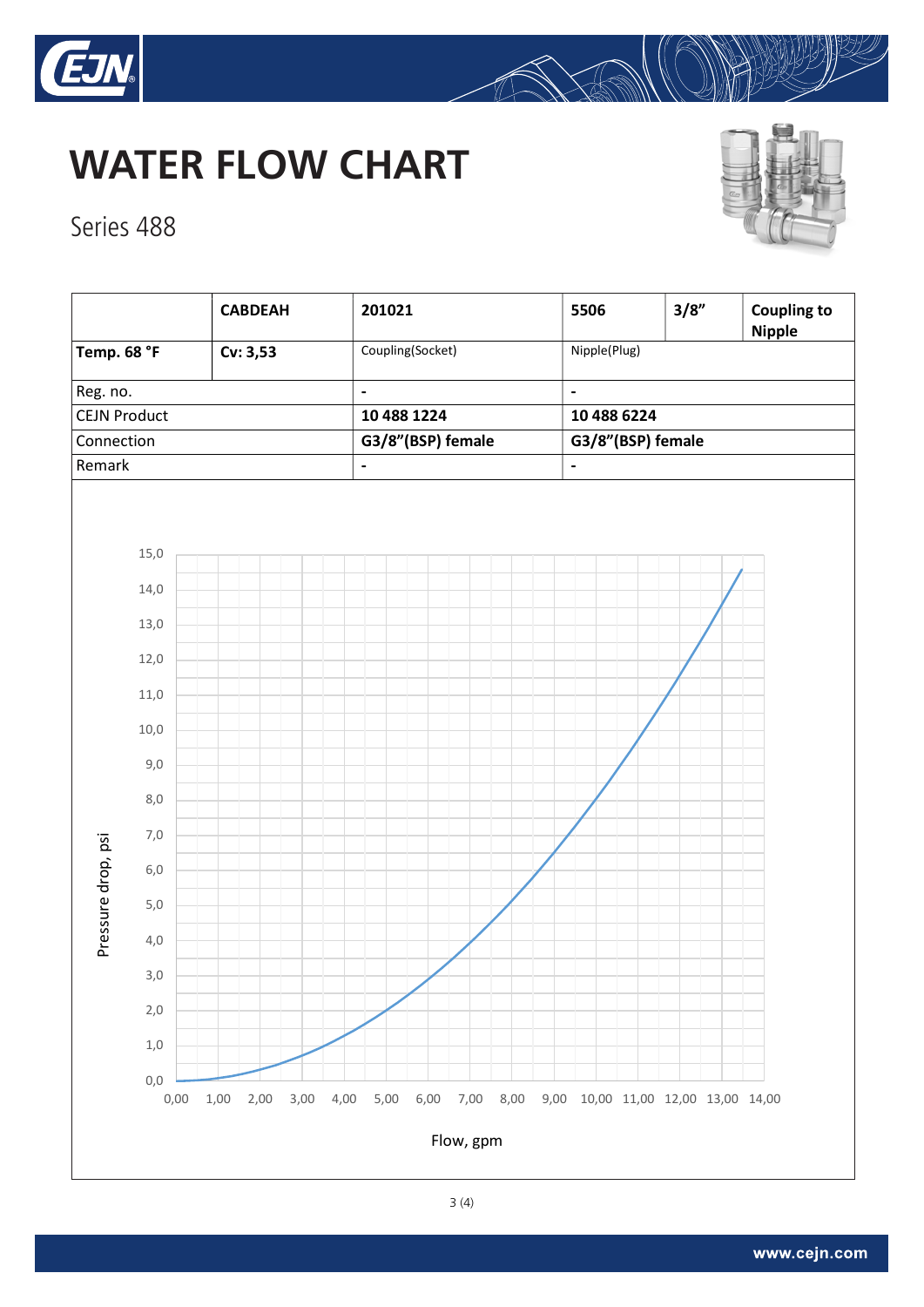# WATER FLOW CHART

Series 488

| | CABDEAH | 201021 | 5506 | 3/8" | Coupling to Nipple |
|---|---|---|---|---|---|
| **Temp. 68 °F** | **Cv: 3,53** | Coupling(Socket) | Nipple(Plug) | | |
| Reg. no. | | - | - | | |
| CEJN Product | | **10 488 1224** | **10 488 6224** | | |
| Connection | | **G3/8"(BSP) female** | **G3/8"(BSP) female** | | |
| Remark | | - | - | | |

Pressure drop, psi

15,0
14,0
13,0
12,0
11,0
10,0
9,0
8,0
7,0
6,0
5,0
4,0
3,0
2,0
1,0
0,0

0,00 1,00 2,00 3,00 4,00 5,00 6,00 7,00 8,00 9,00 10,00 11,00 12,00 13,00 14,00

Flow, gpm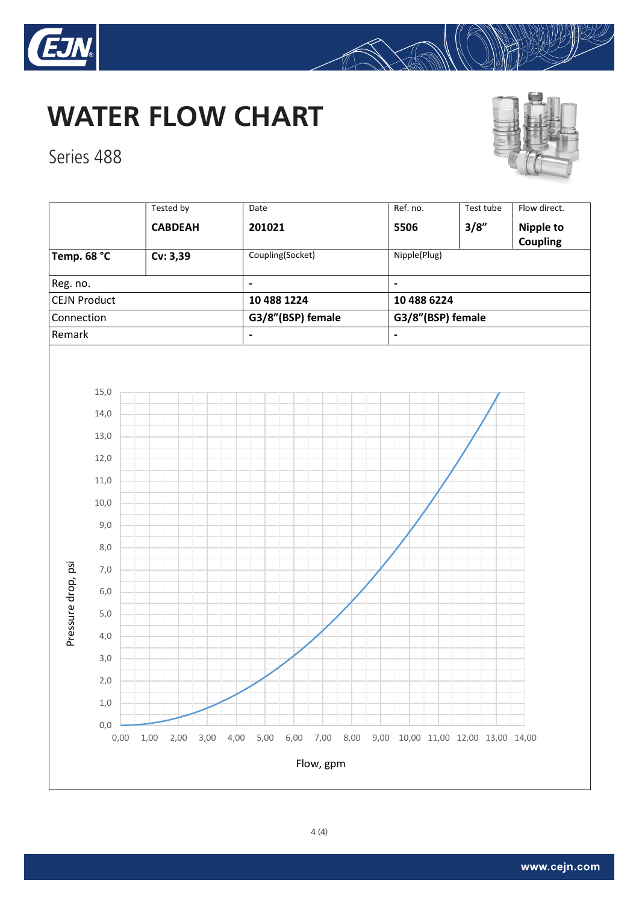# WATER FLOW CHART

Series 488

| | Tested by | Date | Ref. no. | Test tube | Flow direct. |
|---|---|---|---|---|---|
| | **CABDEAH** | **201021** | **5506** | **3/8"** | **Nipple to Coupling** |
| **Temp. 68 °C** | **Cv: 3,39** | Coupling(Socket) | Nipple(Plug) | | |
| Reg. no. | | **-** | **-** | | |
| CEJN Product | | **10 488 1224** | **10 488 6224** | | |
| Connection | | **G3/8"(BSP) female** | **G3/8"(BSP) female** | | |
| Remark | | **-** | **-** | | |

Pressure drop, psi

15,0
14,0
13,0
12,0
11,0
10,0
9,0
8,0
7,0
6,0
5,0
4,0
3,0
2,0
1,0
0,0

0,00 1,00 2,00 3,00 4,00 5,00 6,00 7,00 8,00 9,00 10,00 11,00 12,00 13,00 14,00

Flow, gpm